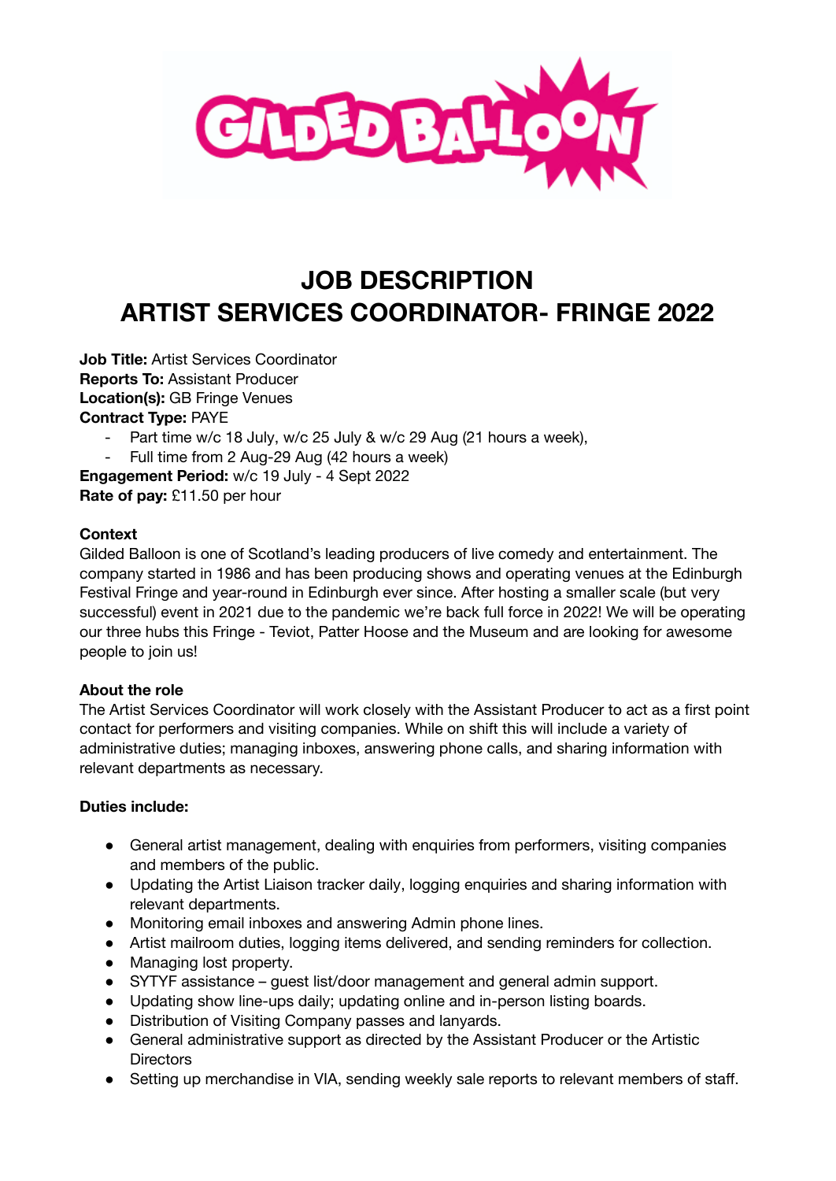# JOB DESCRIPTION
# ARTIST SERVICES COORDINATOR- FRINGE 2022

**Job Title:** Artist Services Coordinator
**Reports To:** Assistant Producer
**Location(s):** GB Fringe Venues
**Contract Type:** PAYE

- Part time w/c 18 July, w/c 25 July & w/c 29 Aug (21 hours a week),
- Full time from 2 Aug-29 Aug (42 hours a week)

**Engagement Period:** w/c 19 July - 4 Sept 2022
**Rate of pay:** £11.50 per hour

**Context**

Gilded Balloon is one of Scotland's leading producers of live comedy and entertainment. The company started in 1986 and has been producing shows and operating venues at the Edinburgh Festival Fringe and year-round in Edinburgh ever since. After hosting a smaller scale (but very successful) event in 2021 due to the pandemic we're back full force in 2022! We will be operating our three hubs this Fringe - Teviot, Patter Hoose and the Museum and are looking for awesome people to join us!

**About the role**

The Artist Services Coordinator will work closely with the Assistant Producer to act as a first point contact for performers and visiting companies. While on shift this will include a variety of administrative duties; managing inboxes, answering phone calls, and sharing information with relevant departments as necessary.

**Duties include:**

- General artist management, dealing with enquiries from performers, visiting companies and members of the public.
- Updating the Artist Liaison tracker daily, logging enquiries and sharing information with relevant departments.
- Monitoring email inboxes and answering Admin phone lines.
- Artist mailroom duties, logging items delivered, and sending reminders for collection.
- Managing lost property.
- SYTYF assistance – guest list/door management and general admin support.
- Updating show line-ups daily; updating online and in-person listing boards.
- Distribution of Visiting Company passes and lanyards.
- General administrative support as directed by the Assistant Producer or the Artistic Directors
- Setting up merchandise in VIA, sending weekly sale reports to relevant members of staff.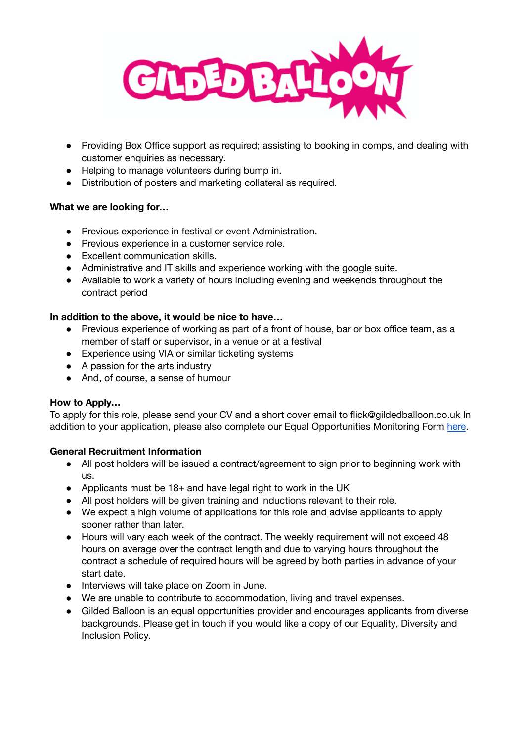- Providing Box Office support as required; assisting to booking in comps, and dealing with customer enquiries as necessary.
- Helping to manage volunteers during bump in.
- Distribution of posters and marketing collateral as required.

**What we are looking for…**

- Previous experience in festival or event Administration.
- Previous experience in a customer service role.
- Excellent communication skills.
- Administrative and IT skills and experience working with the google suite.
- Available to work a variety of hours including evening and weekends throughout the contract period

**In addition to the above, it would be nice to have…**

- Previous experience of working as part of a front of house, bar or box office team, as a member of staff or supervisor, in a venue or at a festival
- Experience using VIA or similar ticketing systems
- A passion for the arts industry
- And, of course, a sense of humour

**How to Apply…**

To apply for this role, please send your CV and a short cover email to flick@gildedballoon.co.uk In addition to your application, please also complete our Equal Opportunities Monitoring Form here.

**General Recruitment Information**

- All post holders will be issued a contract/agreement to sign prior to beginning work with us.
- Applicants must be 18+ and have legal right to work in the UK
- All post holders will be given training and inductions relevant to their role.
- We expect a high volume of applications for this role and advise applicants to apply sooner rather than later.
- Hours will vary each week of the contract. The weekly requirement will not exceed 48 hours on average over the contract length and due to varying hours throughout the contract a schedule of required hours will be agreed by both parties in advance of your start date.
- Interviews will take place on Zoom in June.
- We are unable to contribute to accommodation, living and travel expenses.
- Gilded Balloon is an equal opportunities provider and encourages applicants from diverse backgrounds. Please get in touch if you would like a copy of our Equality, Diversity and Inclusion Policy.